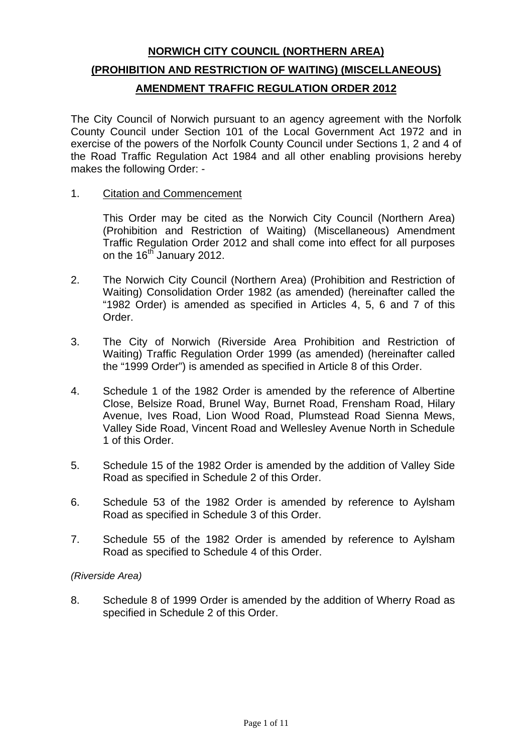**NORWICH CITY COUNCIL (NORTHERN AREA)**

**(PROHIBITION AND RESTRICTION OF WAITING) (MISCELLANEOUS)**

**AMENDMENT TRAFFIC REGULATION ORDER 2012**

The City Council of Norwich pursuant to an agency agreement with the Norfolk County Council under Section 101 of the Local Government Act 1972 and in exercise of the powers of the Norfolk County Council under Sections 1, 2 and 4 of the Road Traffic Regulation Act 1984 and all other enabling provisions hereby makes the following Order: -

1. Citation and Commencement

   This Order may be cited as the Norwich City Council (Northern Area) (Prohibition and Restriction of Waiting) (Miscellaneous) Amendment Traffic Regulation Order 2012 and shall come into effect for all purposes on the 16th January 2012.

2. The Norwich City Council (Northern Area) (Prohibition and Restriction of Waiting) Consolidation Order 1982 (as amended) (hereinafter called the "1982 Order) is amended as specified in Articles 4, 5, 6 and 7 of this Order.

3. The City of Norwich (Riverside Area Prohibition and Restriction of Waiting) Traffic Regulation Order 1999 (as amended) (hereinafter called the "1999 Order") is amended as specified in Article 8 of this Order.

4. Schedule 1 of the 1982 Order is amended by the reference of Albertine Close, Belsize Road, Brunel Way, Burnet Road, Frensham Road, Hilary Avenue, Ives Road, Lion Wood Road, Plumstead Road Sienna Mews, Valley Side Road, Vincent Road and Wellesley Avenue North in Schedule 1 of this Order.

5. Schedule 15 of the 1982 Order is amended by the addition of Valley Side Road as specified in Schedule 2 of this Order.

6. Schedule 53 of the 1982 Order is amended by reference to Aylsham Road as specified in Schedule 3 of this Order.

7. Schedule 55 of the 1982 Order is amended by reference to Aylsham Road as specified to Schedule 4 of this Order.

*(Riverside Area)*

8. Schedule 8 of 1999 Order is amended by the addition of Wherry Road as specified in Schedule 2 of this Order.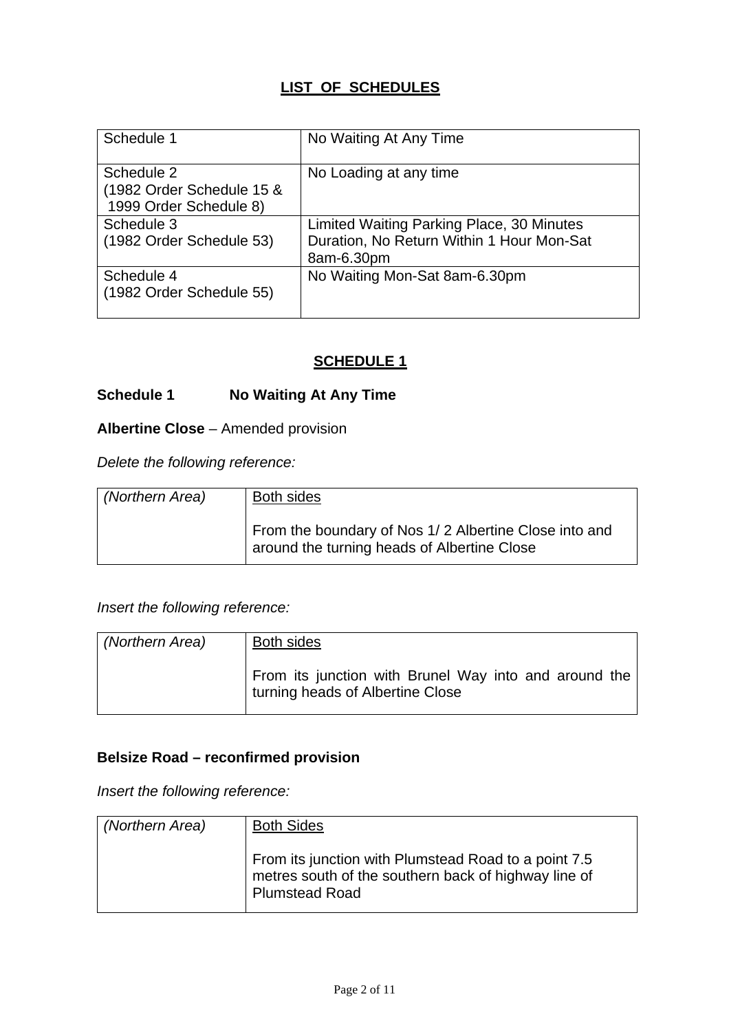# LIST OF SCHEDULES

| Schedule 1 | No Waiting At Any Time |
|---|---|
| Schedule 2 (1982 Order Schedule 15 & 1999 Order Schedule 8) | No Loading at any time |
| Schedule 3 (1982 Order Schedule 53) | Limited Waiting Parking Place, 30 Minutes Duration, No Return Within 1 Hour Mon-Sat 8am-6.30pm |
| Schedule 4 (1982 Order Schedule 55) | No Waiting Mon-Sat 8am-6.30pm |

## SCHEDULE 1

### Schedule 1 No Waiting At Any Time

**Albertine Close** – Amended provision

*Delete the following reference:*

| *(Northern Area)* | Both sides<br><br>From the boundary of Nos 1/ 2 Albertine Close into and around the turning heads of Albertine Close |
|---|---|

*Insert the following reference:*

| *(Northern Area)* | Both sides<br><br>From its junction with Brunel Way into and around the turning heads of Albertine Close |
|---|---|

**Belsize Road – reconfirmed provision**

*Insert the following reference:*

| *(Northern Area)* | Both Sides<br><br>From its junction with Plumstead Road to a point 7.5 metres south of the southern back of highway line of Plumstead Road |
|---|---|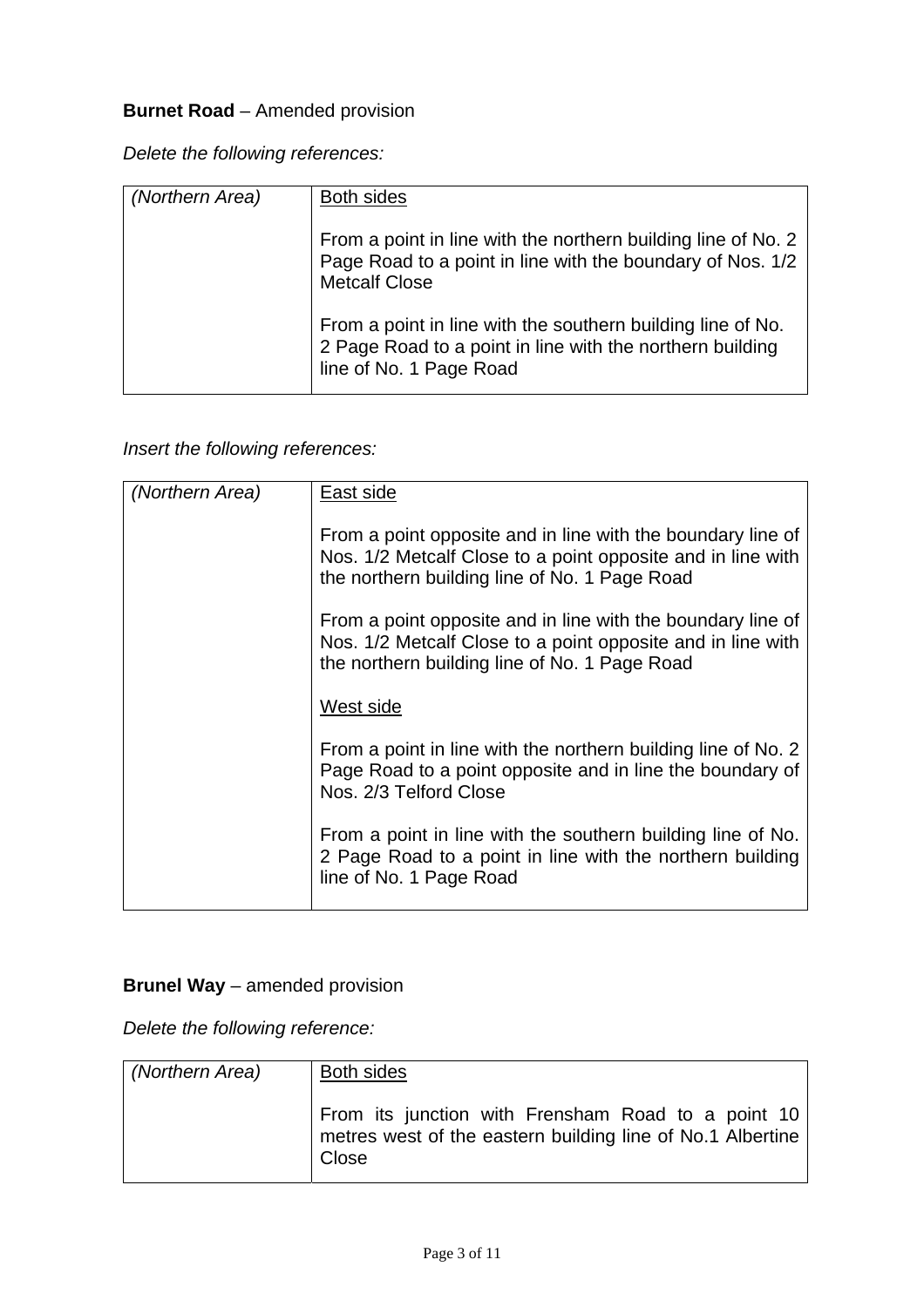**Burnet Road** – Amended provision

*Delete the following references:*

| | |
|---|---|
| *(Northern Area)* | <u>Both sides</u><br><br>From a point in line with the northern building line of No. 2 Page Road to a point in line with the boundary of Nos. 1/2 Metcalf Close<br><br>From a point in line with the southern building line of No. 2 Page Road to a point in line with the northern building line of No. 1 Page Road |

*Insert the following references:*

| | |
|---|---|
| *(Northern Area)* | <u>East side</u><br><br>From a point opposite and in line with the boundary line of Nos. 1/2 Metcalf Close to a point opposite and in line with the northern building line of No. 1 Page Road<br><br>From a point opposite and in line with the boundary line of Nos. 1/2 Metcalf Close to a point opposite and in line with the northern building line of No. 1 Page Road<br><br><u>West side</u><br><br>From a point in line with the northern building line of No. 2 Page Road to a point opposite and in line the boundary of Nos. 2/3 Telford Close<br><br>From a point in line with the southern building line of No. 2 Page Road to a point in line with the northern building line of No. 1 Page Road |

**Brunel Way** – amended provision

*Delete the following reference:*

| | |
|---|---|
| *(Northern Area)* | <u>Both sides</u><br><br>From its junction with Frensham Road to a point 10 metres west of the eastern building line of No.1 Albertine Close |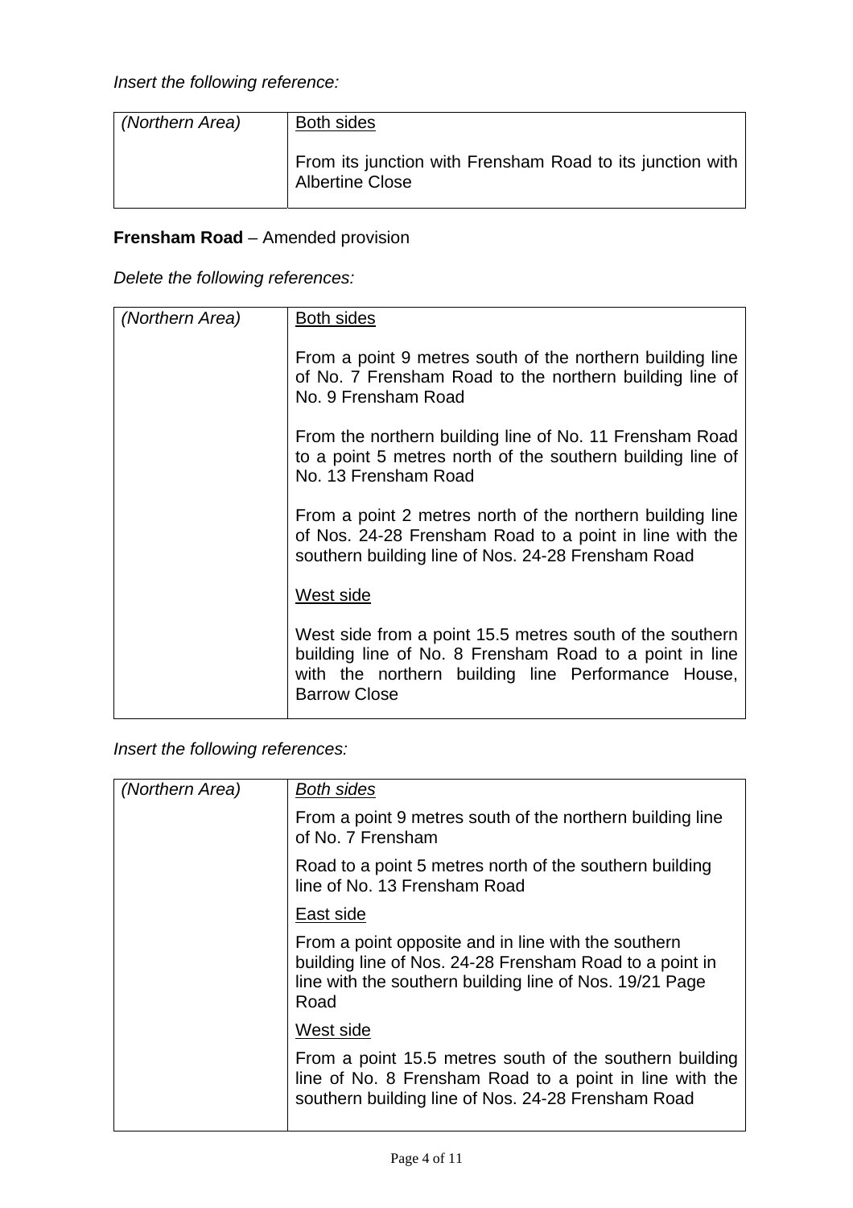*Insert the following reference:*

| | |
|---|---|
| *(Northern Area)* | Both sides<br><br>From its junction with Frensham Road to its junction with Albertine Close |

**Frensham Road** – Amended provision

*Delete the following references:*

| | |
|---|---|
| *(Northern Area)* | Both sides<br><br>From a point 9 metres south of the northern building line of No. 7 Frensham Road to the northern building line of No. 9 Frensham Road<br><br>From the northern building line of No. 11 Frensham Road to a point 5 metres north of the southern building line of No. 13 Frensham Road<br><br>From a point 2 metres north of the northern building line of Nos. 24-28 Frensham Road to a point in line with the southern building line of Nos. 24-28 Frensham Road<br><br>West side<br><br>West side from a point 15.5 metres south of the southern building line of No. 8 Frensham Road to a point in line with the northern building line Performance House, Barrow Close |

*Insert the following references:*

| | |
|---|---|
| *(Northern Area)* | *Both sides*<br><br>From a point 9 metres south of the northern building line of No. 7 Frensham<br><br>Road to a point 5 metres north of the southern building line of No. 13 Frensham Road<br><br>East side<br><br>From a point opposite and in line with the southern building line of Nos. 24-28 Frensham Road to a point in line with the southern building line of Nos. 19/21 Page Road<br><br>West side<br><br>From a point 15.5 metres south of the southern building line of No. 8 Frensham Road to a point in line with the southern building line of Nos. 24-28 Frensham Road |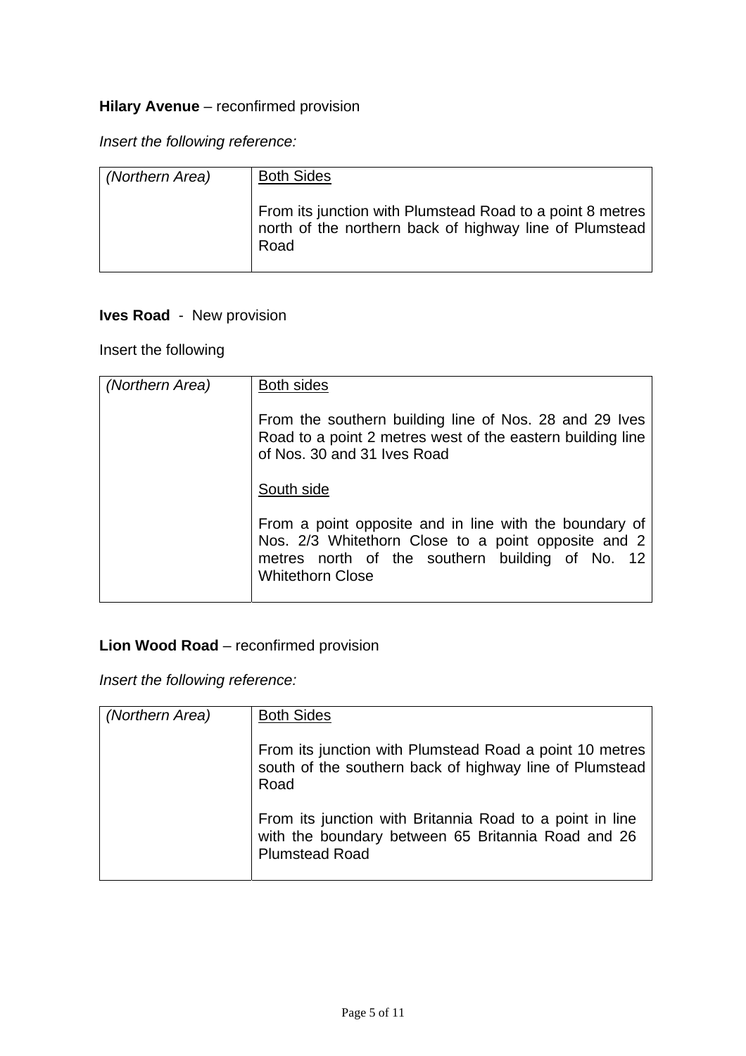**Hilary Avenue** – reconfirmed provision

*Insert the following reference:*

| | |
|---|---|
| *(Northern Area)* | Both Sides<br><br>From its junction with Plumstead Road to a point 8 metres north of the northern back of highway line of Plumstead Road |

**Ives Road** - New provision

Insert the following

| | |
|---|---|
| *(Northern Area)* | Both sides<br><br>From the southern building line of Nos. 28 and 29 Ives Road to a point 2 metres west of the eastern building line of Nos. 30 and 31 Ives Road<br><br>South side<br><br>From a point opposite and in line with the boundary of Nos. 2/3 Whitethorn Close to a point opposite and 2 metres north of the southern building of No. 12 Whitethorn Close |

**Lion Wood Road** – reconfirmed provision

*Insert the following reference:*

| | |
|---|---|
| *(Northern Area)* | Both Sides<br><br>From its junction with Plumstead Road a point 10 metres south of the southern back of highway line of Plumstead Road<br><br>From its junction with Britannia Road to a point in line with the boundary between 65 Britannia Road and 26 Plumstead Road |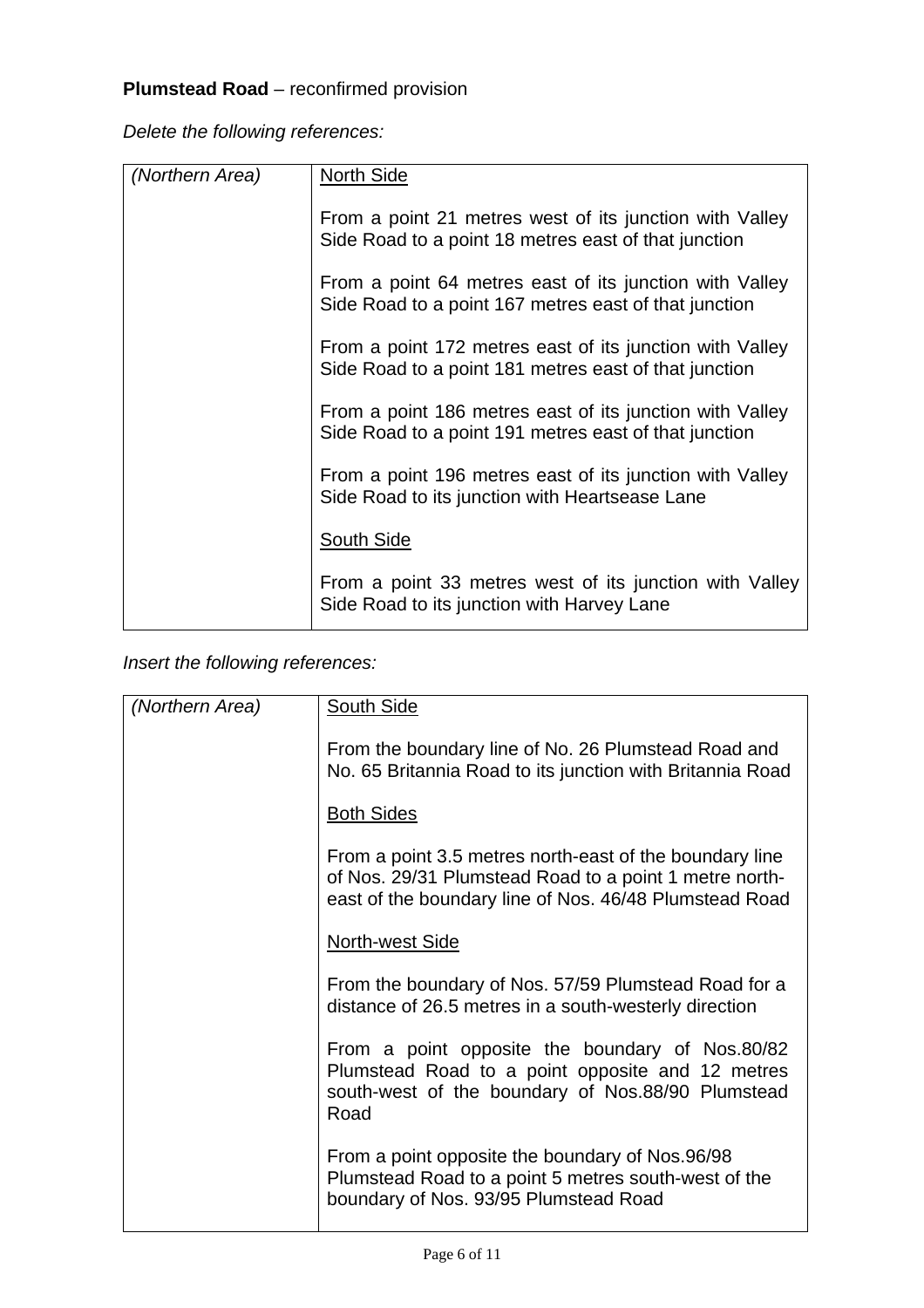**Plumstead Road** – reconfirmed provision

*Delete the following references:*

| *(Northern Area)* | North Side<br><br>From a point 21 metres west of its junction with Valley Side Road to a point 18 metres east of that junction<br><br>From a point 64 metres east of its junction with Valley Side Road to a point 167 metres east of that junction<br><br>From a point 172 metres east of its junction with Valley Side Road to a point 181 metres east of that junction<br><br>From a point 186 metres east of its junction with Valley Side Road to a point 191 metres east of that junction<br><br>From a point 196 metres east of its junction with Valley Side Road to its junction with Heartsease Lane<br><br>South Side<br><br>From a point 33 metres west of its junction with Valley Side Road to its junction with Harvey Lane |
|---|---|

*Insert the following references:*

| *(Northern Area)* | South Side<br><br>From the boundary line of No. 26 Plumstead Road and No. 65 Britannia Road to its junction with Britannia Road<br><br>Both Sides<br><br>From a point 3.5 metres north-east of the boundary line of Nos. 29/31 Plumstead Road to a point 1 metre north-east of the boundary line of Nos. 46/48 Plumstead Road<br><br>North-west Side<br><br>From the boundary of Nos. 57/59 Plumstead Road for a distance of 26.5 metres in a south-westerly direction<br><br>From a point opposite the boundary of Nos.80/82 Plumstead Road to a point opposite and 12 metres south-west of the boundary of Nos.88/90 Plumstead Road<br><br>From a point opposite the boundary of Nos.96/98 Plumstead Road to a point 5 metres south-west of the boundary of Nos. 93/95 Plumstead Road |
|---|---|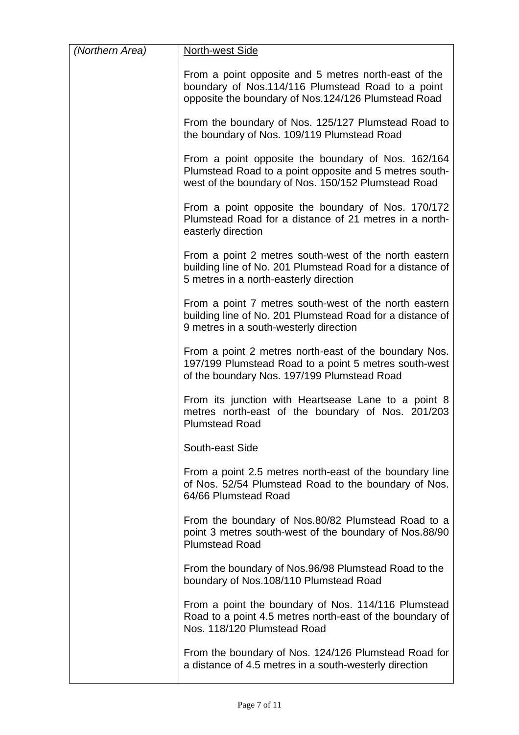| (Northern Area) | North-west Side<br><br>From a point opposite and 5 metres north-east of the boundary of Nos.114/116 Plumstead Road to a point opposite the boundary of Nos.124/126 Plumstead Road<br><br>From the boundary of Nos. 125/127 Plumstead Road to the boundary of Nos. 109/119 Plumstead Road<br><br>From a point opposite the boundary of Nos. 162/164 Plumstead Road to a point opposite and 5 metres south-west of the boundary of Nos. 150/152 Plumstead Road<br><br>From a point opposite the boundary of Nos. 170/172 Plumstead Road for a distance of 21 metres in a north-easterly direction<br><br>From a point 2 metres south-west of the north eastern building line of No. 201 Plumstead Road for a distance of 5 metres in a north-easterly direction<br><br>From a point 7 metres south-west of the north eastern building line of No. 201 Plumstead Road for a distance of 9 metres in a south-westerly direction<br><br>From a point 2 metres north-east of the boundary Nos. 197/199 Plumstead Road to a point 5 metres south-west of the boundary Nos. 197/199 Plumstead Road<br><br>From its junction with Heartsease Lane to a point 8 metres north-east of the boundary of Nos. 201/203 Plumstead Road<br><br>South-east Side<br><br>From a point 2.5 metres north-east of the boundary line of Nos. 52/54 Plumstead Road to the boundary of Nos. 64/66 Plumstead Road<br><br>From the boundary of Nos.80/82 Plumstead Road to a point 3 metres south-west of the boundary of Nos.88/90 Plumstead Road<br><br>From the boundary of Nos.96/98 Plumstead Road to the boundary of Nos.108/110 Plumstead Road<br><br>From a point the boundary of Nos. 114/116 Plumstead Road to a point 4.5 metres north-east of the boundary of Nos. 118/120 Plumstead Road<br><br>From the boundary of Nos. 124/126 Plumstead Road for a distance of 4.5 metres in a south-westerly direction |
|---|---|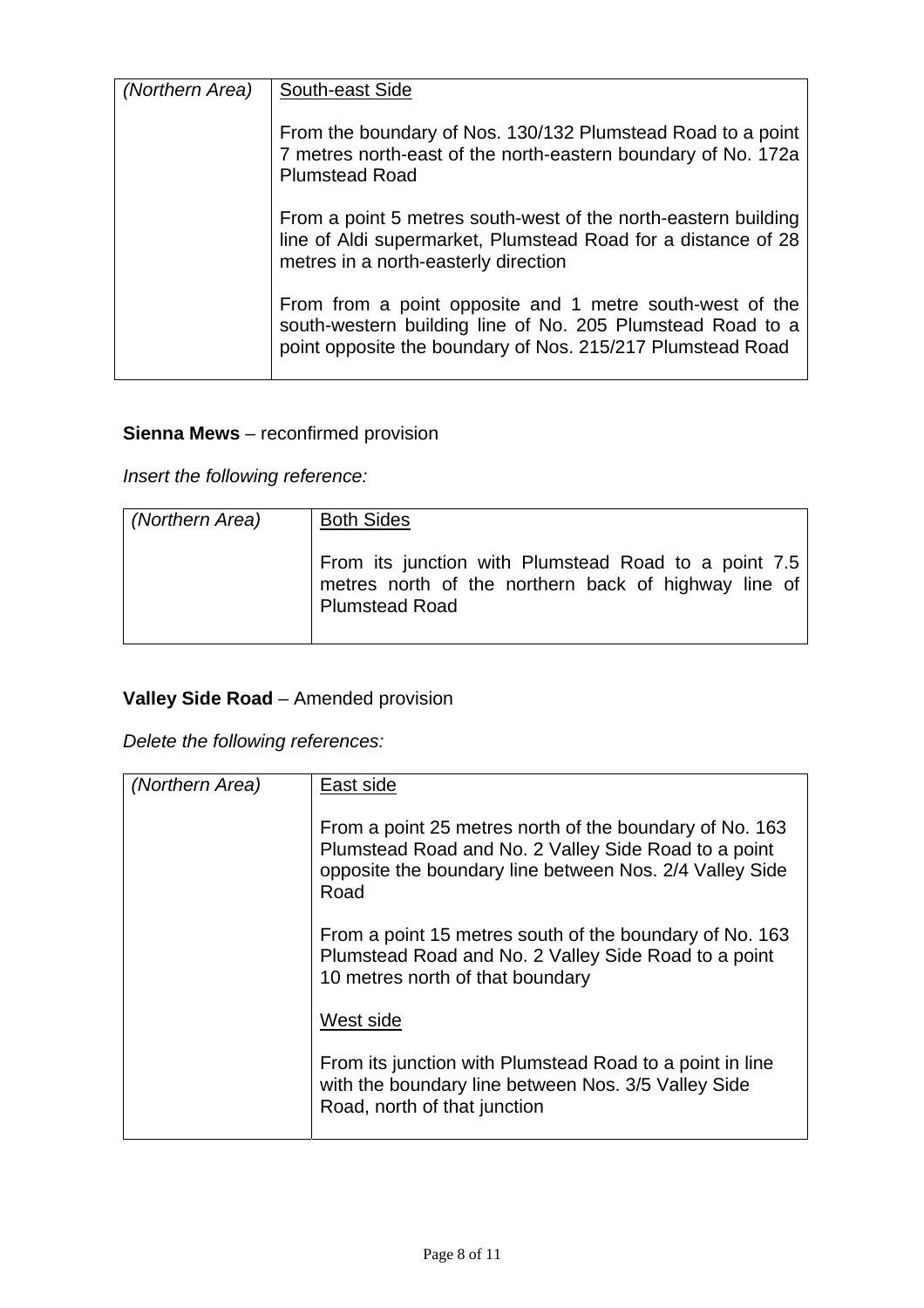| (Northern Area) | South-east Side<br><br>From the boundary of Nos. 130/132 Plumstead Road to a point 7 metres north-east of the north-eastern boundary of No. 172a Plumstead Road<br><br>From a point 5 metres south-west of the north-eastern building line of Aldi supermarket, Plumstead Road for a distance of 28 metres in a north-easterly direction<br><br>From from a point opposite and 1 metre south-west of the south-western building line of No. 205 Plumstead Road to a point opposite the boundary of Nos. 215/217 Plumstead Road |
|---|---|

**Sienna Mews** – reconfirmed provision

*Insert the following reference:*

| (Northern Area) | Both Sides<br><br>From its junction with Plumstead Road to a point 7.5 metres north of the northern back of highway line of Plumstead Road |
|---|---|

**Valley Side Road** – Amended provision

*Delete the following references:*

| (Northern Area) | East side<br><br>From a point 25 metres north of the boundary of No. 163 Plumstead Road and No. 2 Valley Side Road to a point opposite the boundary line between Nos. 2/4 Valley Side Road<br><br>From a point 15 metres south of the boundary of No. 163 Plumstead Road and No. 2 Valley Side Road to a point 10 metres north of that boundary<br><br>West side<br><br>From its junction with Plumstead Road to a point in line with the boundary line between Nos. 3/5 Valley Side Road, north of that junction |
|---|---|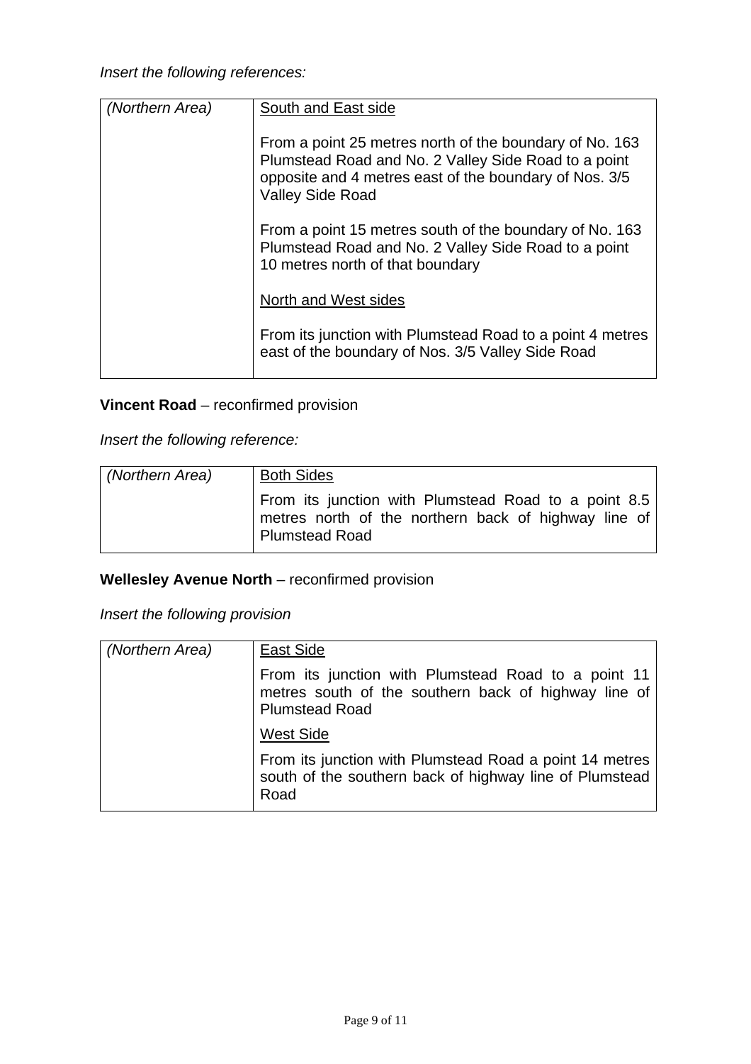*Insert the following references:*

| *(Northern Area)* | <u>South and East side</u><br><br>From a point 25 metres north of the boundary of No. 163 Plumstead Road and No. 2 Valley Side Road to a point opposite and 4 metres east of the boundary of Nos. 3/5 Valley Side Road<br><br>From a point 15 metres south of the boundary of No. 163 Plumstead Road and No. 2 Valley Side Road to a point 10 metres north of that boundary<br><br><u>North and West sides</u><br><br>From its junction with Plumstead Road to a point 4 metres east of the boundary of Nos. 3/5 Valley Side Road |
|---|---|

**Vincent Road** – reconfirmed provision

*Insert the following reference:*

| *(Northern Area)* | <u>Both Sides</u><br><br>From its junction with Plumstead Road to a point 8.5 metres north of the northern back of highway line of Plumstead Road |
|---|---|

**Wellesley Avenue North** – reconfirmed provision

*Insert the following provision*

| *(Northern Area)* | <u>East Side</u><br><br>From its junction with Plumstead Road to a point 11 metres south of the southern back of highway line of Plumstead Road<br><br><u>West Side</u><br><br>From its junction with Plumstead Road a point 14 metres south of the southern back of highway line of Plumstead Road |
|---|---|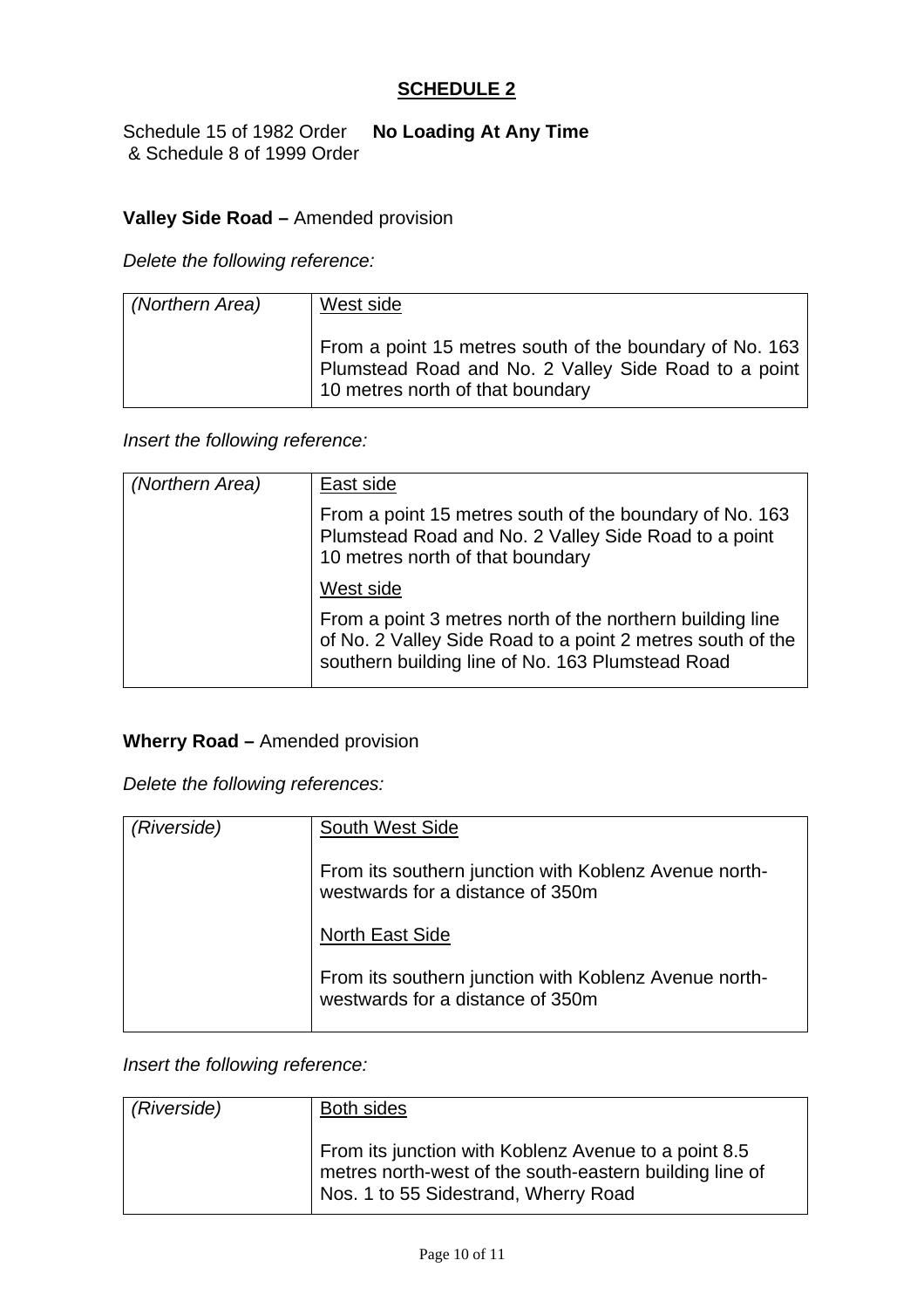## SCHEDULE 2

Schedule 15 of 1982 Order **No Loading At Any Time**
& Schedule 8 of 1999 Order

**Valley Side Road –** Amended provision

*Delete the following reference:*

| | |
|---|---|
| *(Northern Area)* | West side<br><br>From a point 15 metres south of the boundary of No. 163 Plumstead Road and No. 2 Valley Side Road to a point 10 metres north of that boundary |

*Insert the following reference:*

| | |
|---|---|
| *(Northern Area)* | East side<br><br>From a point 15 metres south of the boundary of No. 163 Plumstead Road and No. 2 Valley Side Road to a point 10 metres north of that boundary<br><br>West side<br><br>From a point 3 metres north of the northern building line of No. 2 Valley Side Road to a point 2 metres south of the southern building line of No. 163 Plumstead Road |

**Wherry Road –** Amended provision

*Delete the following references:*

| | |
|---|---|
| *(Riverside)* | South West Side<br><br>From its southern junction with Koblenz Avenue north-westwards for a distance of 350m<br><br>North East Side<br><br>From its southern junction with Koblenz Avenue north-westwards for a distance of 350m |

*Insert the following reference:*

| | |
|---|---|
| *(Riverside)* | Both sides<br><br>From its junction with Koblenz Avenue to a point 8.5 metres north-west of the south-eastern building line of Nos. 1 to 55 Sidestrand, Wherry Road |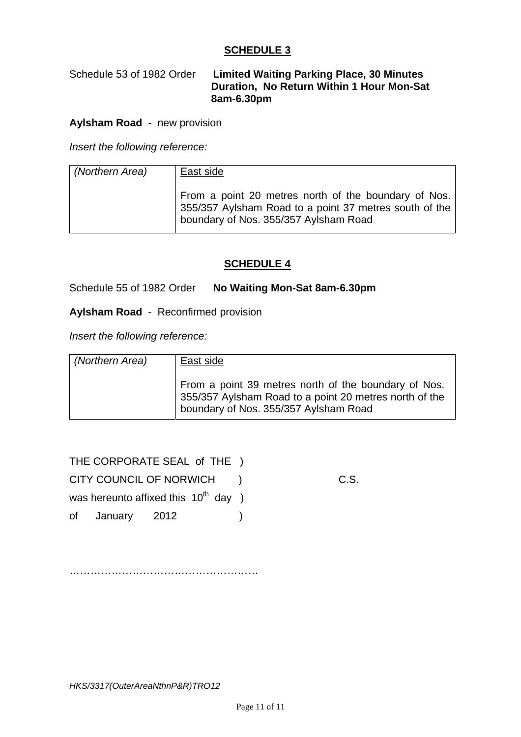## SCHEDULE 3

Schedule 53 of 1982 Order **Limited Waiting Parking Place, 30 Minutes Duration, No Return Within 1 Hour Mon-Sat 8am-6.30pm**

**Aylsham Road** - new provision

*Insert the following reference:*

| | |
|---|---|
| *(Northern Area)* | East side<br><br>From a point 20 metres north of the boundary of Nos. 355/357 Aylsham Road to a point 37 metres south of the boundary of Nos. 355/357 Aylsham Road |

## SCHEDULE 4

Schedule 55 of 1982 Order **No Waiting Mon-Sat 8am-6.30pm**

**Aylsham Road** - Reconfirmed provision

*Insert the following reference:*

| | |
|---|---|
| *(Northern Area)* | East side<br><br>From a point 39 metres north of the boundary of Nos. 355/357 Aylsham Road to a point 20 metres north of the boundary of Nos. 355/357 Aylsham Road |

THE CORPORATE SEAL of THE )
CITY COUNCIL OF NORWICH ) C.S.
was hereunto affixed this 10th day )
of January 2012 )

………………………………………………

*HKS/3317(OuterAreaNthnP&R)TRO12*